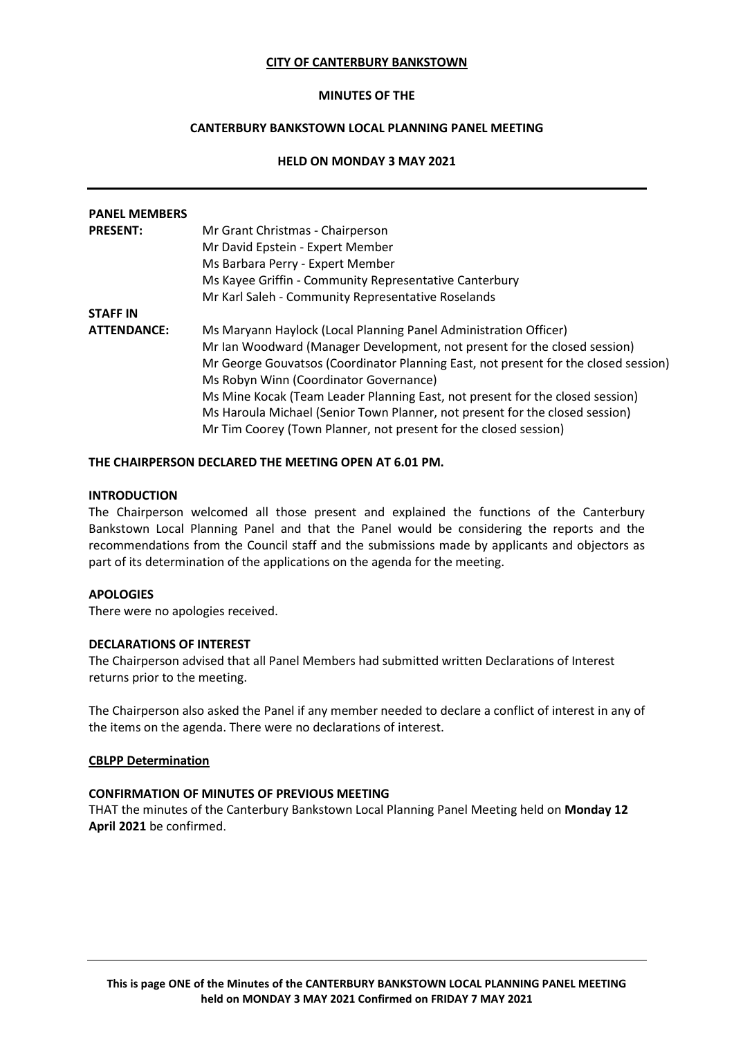**CITY OF CANTERBURY BANKSTOWN**

**MINUTES OF THE**

**CANTERBURY BANKSTOWN LOCAL PLANNING PANEL MEETING**

**HELD ON MONDAY 3 MAY 2021**

---

**PANEL MEMBERS PRESENT:**

Mr Grant Christmas - Chairperson
Mr David Epstein - Expert Member
Ms Barbara Perry - Expert Member
Ms Kayee Griffin - Community Representative Canterbury
Mr Karl Saleh - Community Representative Roselands

**STAFF IN ATTENDANCE:**

Ms Maryann Haylock (Local Planning Panel Administration Officer)
Mr Ian Woodward (Manager Development, not present for the closed session)
Mr George Gouvatsos (Coordinator Planning East, not present for the closed session)
Ms Robyn Winn (Coordinator Governance)
Ms Mine Kocak (Team Leader Planning East, not present for the closed session)
Ms Haroula Michael (Senior Town Planner, not present for the closed session)
Mr Tim Coorey (Town Planner, not present for the closed session)

**THE CHAIRPERSON DECLARED THE MEETING OPEN AT 6.01 PM.**

**INTRODUCTION**

The Chairperson welcomed all those present and explained the functions of the Canterbury Bankstown Local Planning Panel and that the Panel would be considering the reports and the recommendations from the Council staff and the submissions made by applicants and objectors as part of its determination of the applications on the agenda for the meeting.

**APOLOGIES**

There were no apologies received.

**DECLARATIONS OF INTEREST**

The Chairperson advised that all Panel Members had submitted written Declarations of Interest returns prior to the meeting.

The Chairperson also asked the Panel if any member needed to declare a conflict of interest in any of the items on the agenda. There were no declarations of interest.

**CBLPP Determination**

**CONFIRMATION OF MINUTES OF PREVIOUS MEETING**

THAT the minutes of the Canterbury Bankstown Local Planning Panel Meeting held on **Monday 12 April 2021** be confirmed.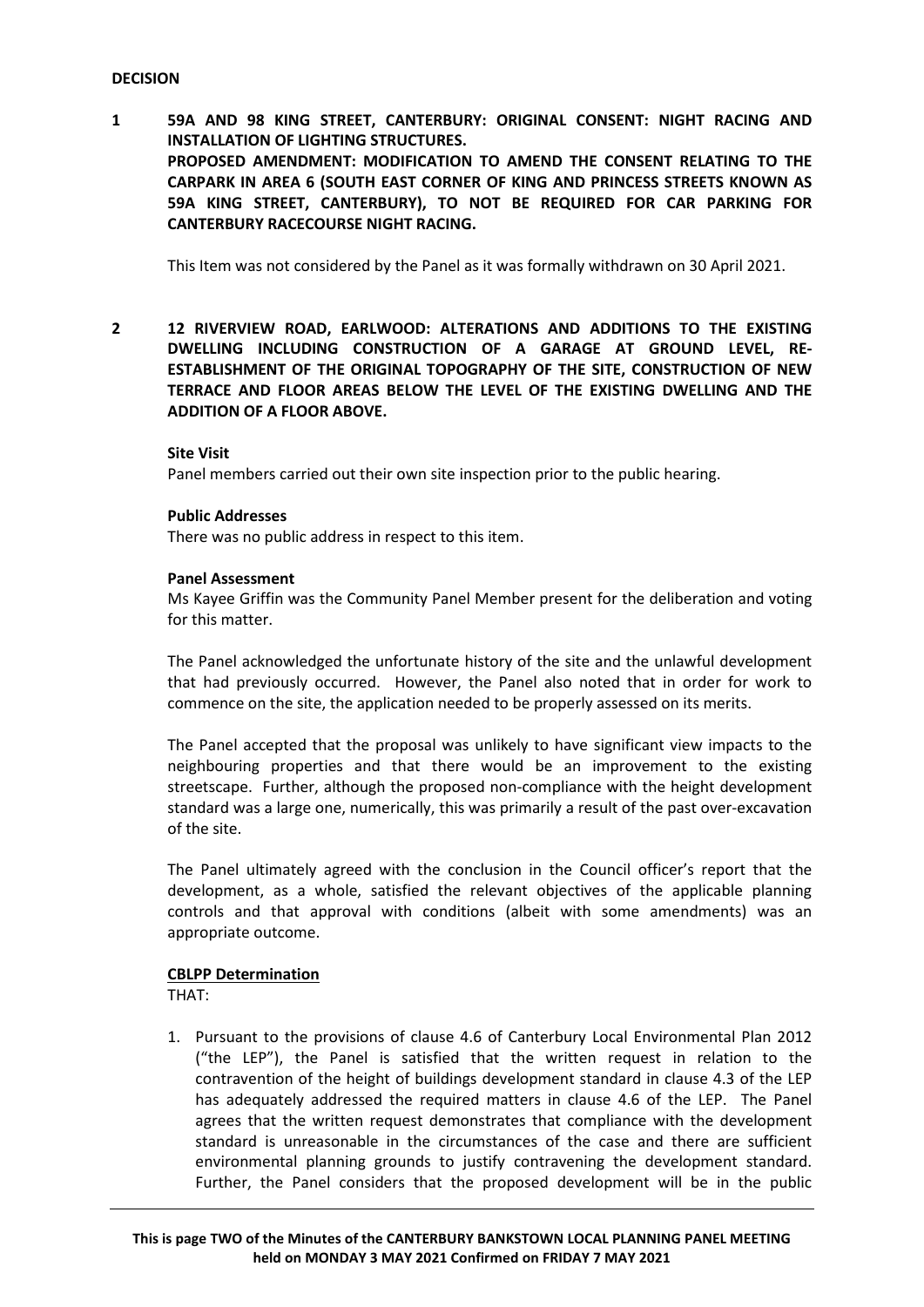**DECISION**

**1 59A AND 98 KING STREET, CANTERBURY: ORIGINAL CONSENT: NIGHT RACING AND INSTALLATION OF LIGHTING STRUCTURES.**
**PROPOSED AMENDMENT: MODIFICATION TO AMEND THE CONSENT RELATING TO THE CARPARK IN AREA 6 (SOUTH EAST CORNER OF KING AND PRINCESS STREETS KNOWN AS 59A KING STREET, CANTERBURY), TO NOT BE REQUIRED FOR CAR PARKING FOR CANTERBURY RACECOURSE NIGHT RACING.**

This Item was not considered by the Panel as it was formally withdrawn on 30 April 2021.

**2 12 RIVERVIEW ROAD, EARLWOOD: ALTERATIONS AND ADDITIONS TO THE EXISTING DWELLING INCLUDING CONSTRUCTION OF A GARAGE AT GROUND LEVEL, RE-ESTABLISHMENT OF THE ORIGINAL TOPOGRAPHY OF THE SITE, CONSTRUCTION OF NEW TERRACE AND FLOOR AREAS BELOW THE LEVEL OF THE EXISTING DWELLING AND THE ADDITION OF A FLOOR ABOVE.**

**Site Visit**

Panel members carried out their own site inspection prior to the public hearing.

**Public Addresses**

There was no public address in respect to this item.

**Panel Assessment**

Ms Kayee Griffin was the Community Panel Member present for the deliberation and voting for this matter.

The Panel acknowledged the unfortunate history of the site and the unlawful development that had previously occurred. However, the Panel also noted that in order for work to commence on the site, the application needed to be properly assessed on its merits.

The Panel accepted that the proposal was unlikely to have significant view impacts to the neighbouring properties and that there would be an improvement to the existing streetscape. Further, although the proposed non-compliance with the height development standard was a large one, numerically, this was primarily a result of the past over-excavation of the site.

The Panel ultimately agreed with the conclusion in the Council officer's report that the development, as a whole, satisfied the relevant objectives of the applicable planning controls and that approval with conditions (albeit with some amendments) was an appropriate outcome.

**CBLPP Determination**

THAT:

1. Pursuant to the provisions of clause 4.6 of Canterbury Local Environmental Plan 2012 ("the LEP"), the Panel is satisfied that the written request in relation to the contravention of the height of buildings development standard in clause 4.3 of the LEP has adequately addressed the required matters in clause 4.6 of the LEP. The Panel agrees that the written request demonstrates that compliance with the development standard is unreasonable in the circumstances of the case and there are sufficient environmental planning grounds to justify contravening the development standard. Further, the Panel considers that the proposed development will be in the public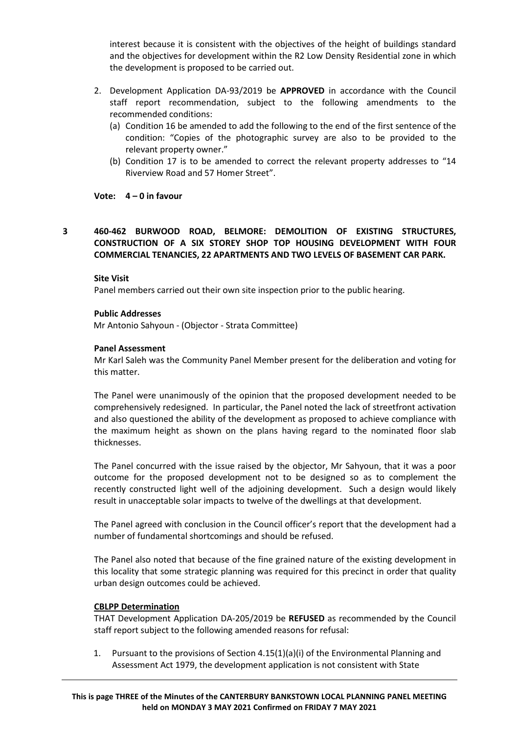interest because it is consistent with the objectives of the height of buildings standard and the objectives for development within the R2 Low Density Residential zone in which the development is proposed to be carried out.

2. Development Application DA-93/2019 be **APPROVED** in accordance with the Council staff report recommendation, subject to the following amendments to the recommended conditions:
   (a) Condition 16 be amended to add the following to the end of the first sentence of the condition: "Copies of the photographic survey are also to be provided to the relevant property owner."
   (b) Condition 17 is to be amended to correct the relevant property addresses to "14 Riverview Road and 57 Homer Street".

**Vote: 4 – 0 in favour**

## 3 460-462 BURWOOD ROAD, BELMORE: DEMOLITION OF EXISTING STRUCTURES, CONSTRUCTION OF A SIX STOREY SHOP TOP HOUSING DEVELOPMENT WITH FOUR COMMERCIAL TENANCIES, 22 APARTMENTS AND TWO LEVELS OF BASEMENT CAR PARK.

**Site Visit**

Panel members carried out their own site inspection prior to the public hearing.

**Public Addresses**

Mr Antonio Sahyoun - (Objector - Strata Committee)

**Panel Assessment**

Mr Karl Saleh was the Community Panel Member present for the deliberation and voting for this matter.

The Panel were unanimously of the opinion that the proposed development needed to be comprehensively redesigned. In particular, the Panel noted the lack of streetfront activation and also questioned the ability of the development as proposed to achieve compliance with the maximum height as shown on the plans having regard to the nominated floor slab thicknesses.

The Panel concurred with the issue raised by the objector, Mr Sahyoun, that it was a poor outcome for the proposed development not to be designed so as to complement the recently constructed light well of the adjoining development. Such a design would likely result in unacceptable solar impacts to twelve of the dwellings at that development.

The Panel agreed with conclusion in the Council officer's report that the development had a number of fundamental shortcomings and should be refused.

The Panel also noted that because of the fine grained nature of the existing development in this locality that some strategic planning was required for this precinct in order that quality urban design outcomes could be achieved.

**CBLPP Determination**

THAT Development Application DA-205/2019 be **REFUSED** as recommended by the Council staff report subject to the following amended reasons for refusal:

1. Pursuant to the provisions of Section 4.15(1)(a)(i) of the Environmental Planning and Assessment Act 1979, the development application is not consistent with State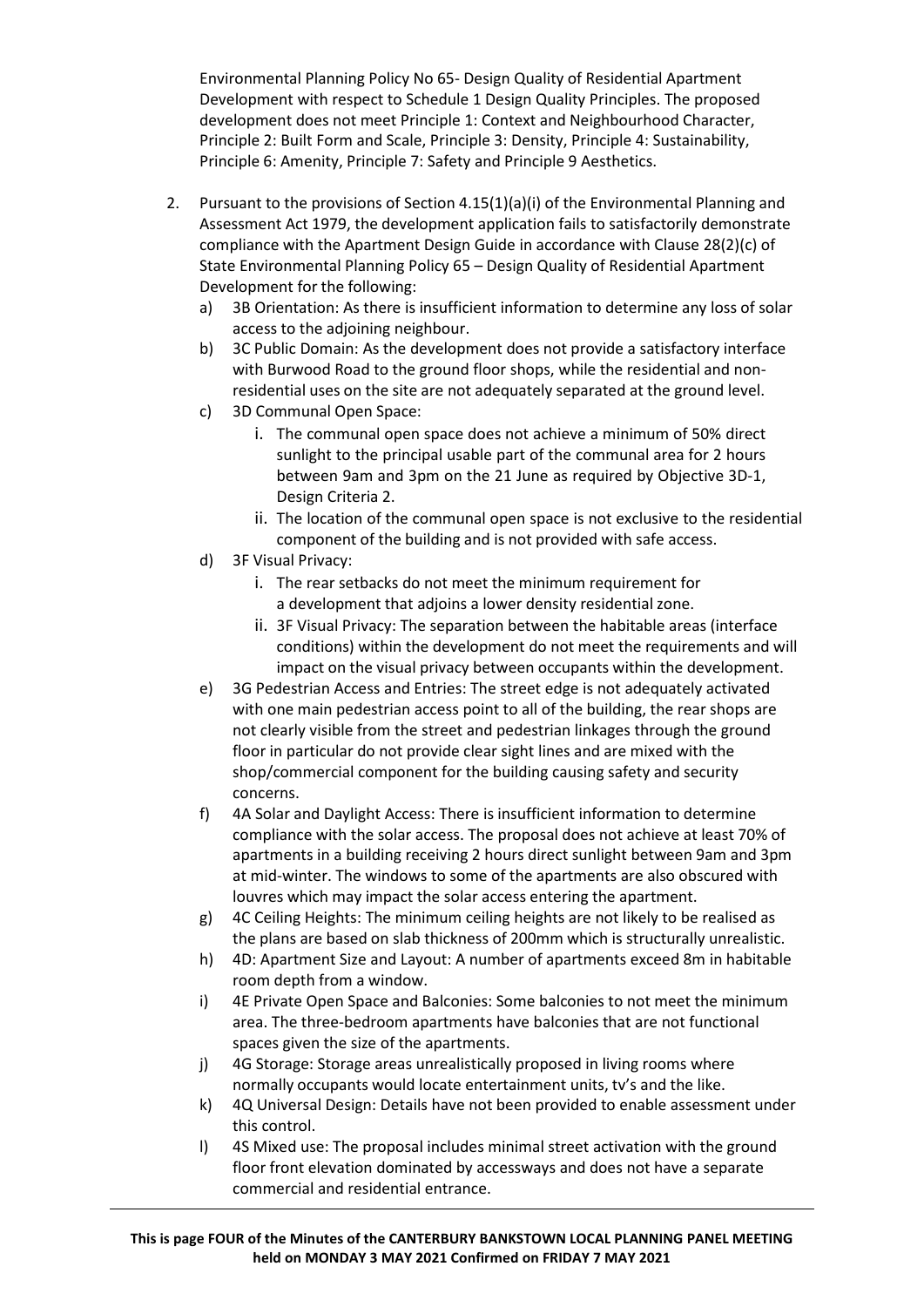Environmental Planning Policy No 65- Design Quality of Residential Apartment Development with respect to Schedule 1 Design Quality Principles. The proposed development does not meet Principle 1: Context and Neighbourhood Character, Principle 2: Built Form and Scale, Principle 3: Density, Principle 4: Sustainability, Principle 6: Amenity, Principle 7: Safety and Principle 9 Aesthetics.

2. Pursuant to the provisions of Section 4.15(1)(a)(i) of the Environmental Planning and Assessment Act 1979, the development application fails to satisfactorily demonstrate compliance with the Apartment Design Guide in accordance with Clause 28(2)(c) of State Environmental Planning Policy 65 – Design Quality of Residential Apartment Development for the following:
   a) 3B Orientation: As there is insufficient information to determine any loss of solar access to the adjoining neighbour.
   b) 3C Public Domain: As the development does not provide a satisfactory interface with Burwood Road to the ground floor shops, while the residential and non-residential uses on the site are not adequately separated at the ground level.
   c) 3D Communal Open Space:
      i. The communal open space does not achieve a minimum of 50% direct sunlight to the principal usable part of the communal area for 2 hours between 9am and 3pm on the 21 June as required by Objective 3D-1, Design Criteria 2.
      ii. The location of the communal open space is not exclusive to the residential component of the building and is not provided with safe access.
   d) 3F Visual Privacy:
      i. The rear setbacks do not meet the minimum requirement for a development that adjoins a lower density residential zone.
      ii. 3F Visual Privacy: The separation between the habitable areas (interface conditions) within the development do not meet the requirements and will impact on the visual privacy between occupants within the development.
   e) 3G Pedestrian Access and Entries: The street edge is not adequately activated with one main pedestrian access point to all of the building, the rear shops are not clearly visible from the street and pedestrian linkages through the ground floor in particular do not provide clear sight lines and are mixed with the shop/commercial component for the building causing safety and security concerns.
   f) 4A Solar and Daylight Access: There is insufficient information to determine compliance with the solar access. The proposal does not achieve at least 70% of apartments in a building receiving 2 hours direct sunlight between 9am and 3pm at mid-winter. The windows to some of the apartments are also obscured with louvres which may impact the solar access entering the apartment.
   g) 4C Ceiling Heights: The minimum ceiling heights are not likely to be realised as the plans are based on slab thickness of 200mm which is structurally unrealistic.
   h) 4D: Apartment Size and Layout: A number of apartments exceed 8m in habitable room depth from a window.
   i) 4E Private Open Space and Balconies: Some balconies to not meet the minimum area. The three-bedroom apartments have balconies that are not functional spaces given the size of the apartments.
   j) 4G Storage: Storage areas unrealistically proposed in living rooms where normally occupants would locate entertainment units, tv's and the like.
   k) 4Q Universal Design: Details have not been provided to enable assessment under this control.
   l) 4S Mixed use: The proposal includes minimal street activation with the ground floor front elevation dominated by accessways and does not have a separate commercial and residential entrance.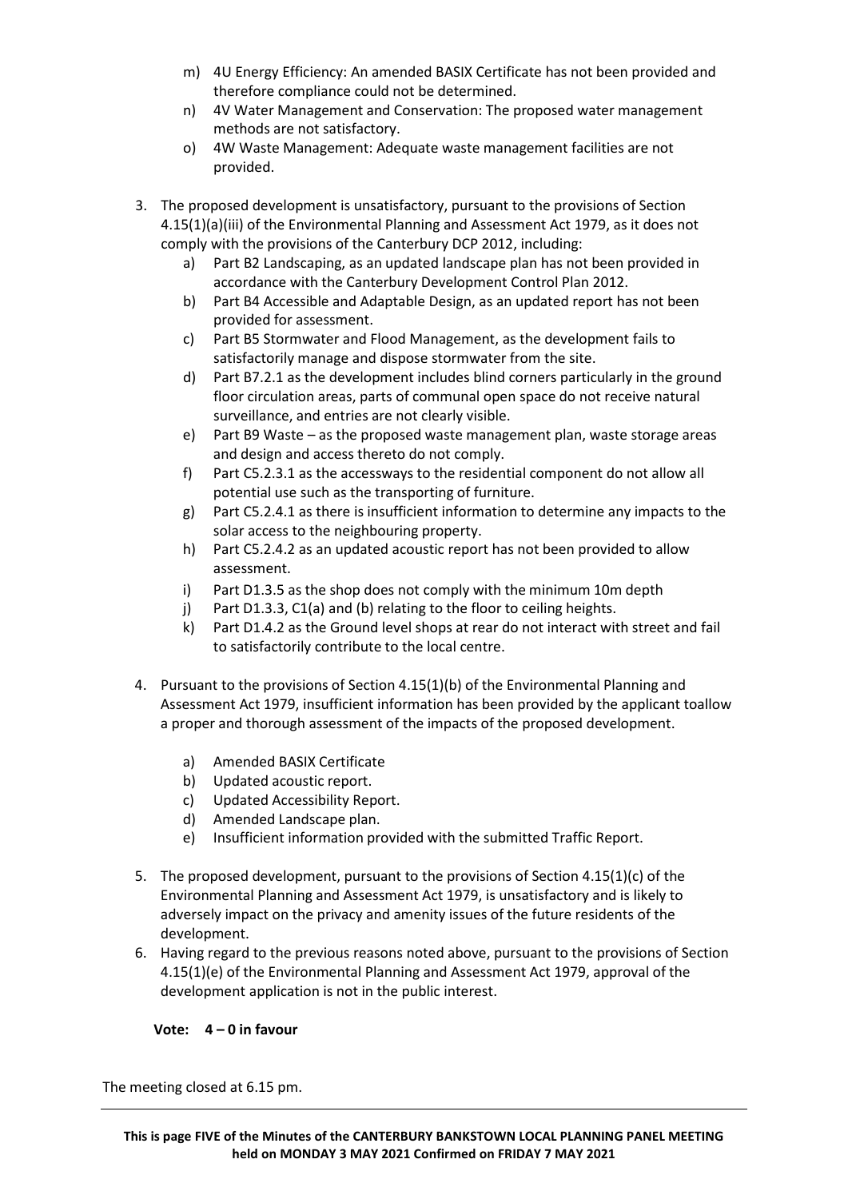m) 4U Energy Efficiency: An amended BASIX Certificate has not been provided and therefore compliance could not be determined.
n) 4V Water Management and Conservation: The proposed water management methods are not satisfactory.
o) 4W Waste Management: Adequate waste management facilities are not provided.

3. The proposed development is unsatisfactory, pursuant to the provisions of Section 4.15(1)(a)(iii) of the Environmental Planning and Assessment Act 1979, as it does not comply with the provisions of the Canterbury DCP 2012, including:
   a) Part B2 Landscaping, as an updated landscape plan has not been provided in accordance with the Canterbury Development Control Plan 2012.
   b) Part B4 Accessible and Adaptable Design, as an updated report has not been provided for assessment.
   c) Part B5 Stormwater and Flood Management, as the development fails to satisfactorily manage and dispose stormwater from the site.
   d) Part B7.2.1 as the development includes blind corners particularly in the ground floor circulation areas, parts of communal open space do not receive natural surveillance, and entries are not clearly visible.
   e) Part B9 Waste – as the proposed waste management plan, waste storage areas and design and access thereto do not comply.
   f) Part C5.2.3.1 as the accessways to the residential component do not allow all potential use such as the transporting of furniture.
   g) Part C5.2.4.1 as there is insufficient information to determine any impacts to the solar access to the neighbouring property.
   h) Part C5.2.4.2 as an updated acoustic report has not been provided to allow assessment.
   i) Part D1.3.5 as the shop does not comply with the minimum 10m depth
   j) Part D1.3.3, C1(a) and (b) relating to the floor to ceiling heights.
   k) Part D1.4.2 as the Ground level shops at rear do not interact with street and fail to satisfactorily contribute to the local centre.

4. Pursuant to the provisions of Section 4.15(1)(b) of the Environmental Planning and Assessment Act 1979, insufficient information has been provided by the applicant toallow a proper and thorough assessment of the impacts of the proposed development.
   a) Amended BASIX Certificate
   b) Updated acoustic report.
   c) Updated Accessibility Report.
   d) Amended Landscape plan.
   e) Insufficient information provided with the submitted Traffic Report.

5. The proposed development, pursuant to the provisions of Section 4.15(1)(c) of the Environmental Planning and Assessment Act 1979, is unsatisfactory and is likely to adversely impact on the privacy and amenity issues of the future residents of the development.
6. Having regard to the previous reasons noted above, pursuant to the provisions of Section 4.15(1)(e) of the Environmental Planning and Assessment Act 1979, approval of the development application is not in the public interest.

**Vote: 4 – 0 in favour**

The meeting closed at 6.15 pm.

**This is page FIVE of the Minutes of the CANTERBURY BANKSTOWN LOCAL PLANNING PANEL MEETING held on MONDAY 3 MAY 2021 Confirmed on FRIDAY 7 MAY 2021**